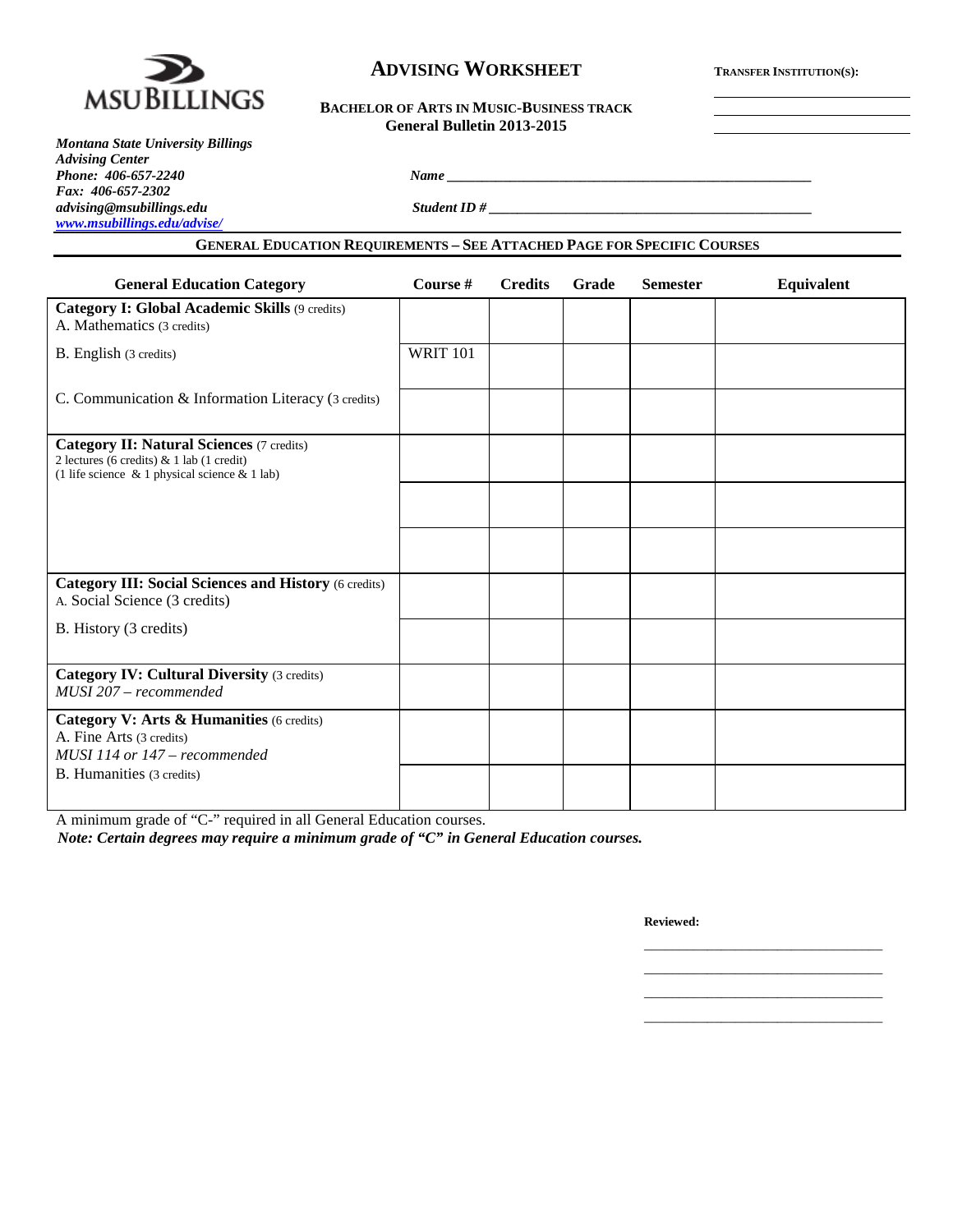**MSU BILLINGS**

# ADVISING WORKSHEET

**TRANSFER INSTITUTION(S):**

\_\_\_\_\_\_\_\_\_\_\_\_\_\_\_\_\_\_\_\_\_\_\_\_\_\_\_\_

\_\_\_\_\_\_\_\_\_\_\_\_\_\_\_\_\_\_\_\_\_\_\_\_\_\_\_\_

\_\_\_\_\_\_\_\_\_\_\_\_\_\_\_\_\_\_\_\_\_\_\_\_\_\_\_\_

## BACHELOR OF ARTS IN MUSIC-BUSINESS TRACK
**General Bulletin 2013-2015**

***Montana State University Billings***
***Advising Center***
***Phone: 406-657-2240***
***Fax: 406-657-2302***
***advising@msubillings.edu***
***www.msubillings.edu/advise/***

***Name*** \_\_\_\_\_\_\_\_\_\_\_\_\_\_\_\_\_\_\_\_\_\_\_\_\_\_\_\_\_\_\_\_\_\_\_\_\_\_\_\_\_\_\_\_\_\_\_\_\_\_

***Student ID #*** \_\_\_\_\_\_\_\_\_\_\_\_\_\_\_\_\_\_\_\_\_\_\_\_\_\_\_\_\_\_\_\_\_\_\_\_\_\_\_\_\_\_\_\_\_

### GENERAL EDUCATION REQUIREMENTS – SEE ATTACHED PAGE FOR SPECIFIC COURSES

| General Education Category | Course # | Credits | Grade | Semester | Equivalent |
|---|---|---|---|---|---|
| **Category I: Global Academic Skills** (9 credits)<br>A. Mathematics (3 credits) | | | | | |
| B. English (3 credits) | WRIT 101 | | | | |
| C. Communication & Information Literacy (3 credits) | | | | | |
| **Category II: Natural Sciences** (7 credits)<br>2 lectures (6 credits) & 1 lab (1 credit)<br>(1 life science & 1 physical science & 1 lab) | | | | | |
| | | | | | |
| | | | | | |
| **Category III: Social Sciences and History** (6 credits)<br>A. Social Science (3 credits) | | | | | |
| B. History (3 credits) | | | | | |
| **Category IV: Cultural Diversity** (3 credits)<br>*MUSI 207 – recommended* | | | | | |
| **Category V: Arts & Humanities** (6 credits)<br>A. Fine Arts (3 credits)<br>*MUSI 114 or 147 – recommended* | | | | | |
| B. Humanities (3 credits) | | | | | |

A minimum grade of "C-" required in all General Education courses.
***Note: Certain degrees may require a minimum grade of "C" in General Education courses.***

**Reviewed:**

\_\_\_\_\_\_\_\_\_\_\_\_\_\_\_\_\_\_\_\_\_\_\_\_\_\_\_\_\_\_\_\_\_

\_\_\_\_\_\_\_\_\_\_\_\_\_\_\_\_\_\_\_\_\_\_\_\_\_\_\_\_\_\_\_\_\_

\_\_\_\_\_\_\_\_\_\_\_\_\_\_\_\_\_\_\_\_\_\_\_\_\_\_\_\_\_\_\_\_\_

\_\_\_\_\_\_\_\_\_\_\_\_\_\_\_\_\_\_\_\_\_\_\_\_\_\_\_\_\_\_\_\_\_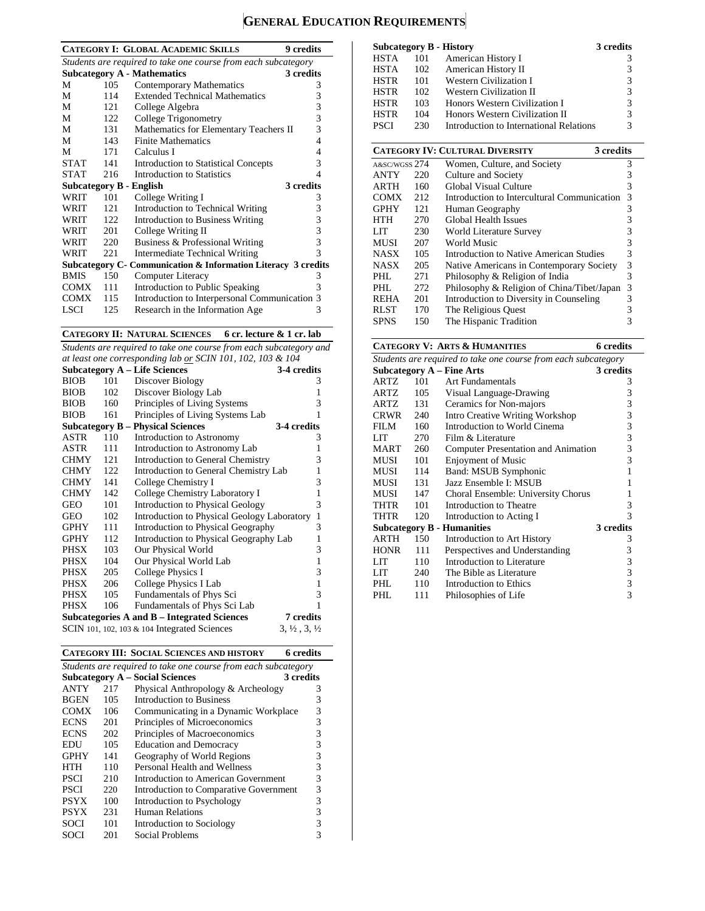# General Education Requirements

## Category I: Global Academic Skills — 9 credits

*Students are required to take one course from each subcategory*

| | | Subcategory A - Mathematics | 3 credits |
|---|---|---|---|
| M | 105 | Contemporary Mathematics | 3 |
| M | 114 | Extended Technical Mathematics | 3 |
| M | 121 | College Algebra | 3 |
| M | 122 | College Trigonometry | 3 |
| M | 131 | Mathematics for Elementary Teachers II | 3 |
| M | 143 | Finite Mathematics | 4 |
| M | 171 | Calculus I | 4 |
| STAT | 141 | Introduction to Statistical Concepts | 3 |
| STAT | 216 | Introduction to Statistics | 4 |
| | | **Subcategory B - English** | **3 credits** |
| WRIT | 101 | College Writing I | 3 |
| WRIT | 121 | Introduction to Technical Writing | 3 |
| WRIT | 122 | Introduction to Business Writing | 3 |
| WRIT | 201 | College Writing II | 3 |
| WRIT | 220 | Business & Professional Writing | 3 |
| WRIT | 221 | Intermediate Technical Writing | 3 |
| | | **Subcategory C- Communication & Information Literacy** | **3 credits** |
| BMIS | 150 | Computer Literacy | 3 |
| COMX | 111 | Introduction to Public Speaking | 3 |
| COMX | 115 | Introduction to Interpersonal Communication | 3 |
| LSCI | 125 | Research in the Information Age | 3 |

## Category II: Natural Sciences — 6 cr. lecture & 1 cr. lab

*Students are required to take one course from each subcategory and at least one corresponding lab or SCIN 101, 102, 103 & 104*

| | | Subcategory A – Life Sciences | 3-4 credits |
|---|---|---|---|
| BIOB | 101 | Discover Biology | 3 |
| BIOB | 102 | Discover Biology Lab | 1 |
| BIOB | 160 | Principles of Living Systems | 3 |
| BIOB | 161 | Principles of Living Systems Lab | 1 |
| | | **Subcategory B – Physical Sciences** | **3-4 credits** |
| ASTR | 110 | Introduction to Astronomy | 3 |
| ASTR | 111 | Introduction to Astronomy Lab | 1 |
| CHMY | 121 | Introduction to General Chemistry | 3 |
| CHMY | 122 | Introduction to General Chemistry Lab | 1 |
| CHMY | 141 | College Chemistry I | 3 |
| CHMY | 142 | College Chemistry Laboratory I | 1 |
| GEO | 101 | Introduction to Physical Geology | 3 |
| GEO | 102 | Introduction to Physical Geology Laboratory | 1 |
| GPHY | 111 | Introduction to Physical Geography | 3 |
| GPHY | 112 | Introduction to Physical Geography Lab | 1 |
| PHSX | 103 | Our Physical World | 3 |
| PHSX | 104 | Our Physical World Lab | 1 |
| PHSX | 205 | College Physics I | 3 |
| PHSX | 206 | College Physics I Lab | 1 |
| PHSX | 105 | Fundamentals of Phys Sci | 3 |
| PHSX | 106 | Fundamentals of Phys Sci Lab | 1 |
| | | **Subcategories A and B – Integrated Sciences** | **7 credits** |
| SCIN 101, 102, 103 & 104 | | Integrated Sciences | 3, ½ , 3, ½ |

## Category III: Social Sciences and History — 6 credits

*Students are required to take one course from each subcategory*

| | | Subcategory A – Social Sciences | 3 credits |
|---|---|---|---|
| ANTY | 217 | Physical Anthropology & Archeology | 3 |
| BGEN | 105 | Introduction to Business | 3 |
| COMX | 106 | Communicating in a Dynamic Workplace | 3 |
| ECNS | 201 | Principles of Microeconomics | 3 |
| ECNS | 202 | Principles of Macroeconomics | 3 |
| EDU | 105 | Education and Democracy | 3 |
| GPHY | 141 | Geography of World Regions | 3 |
| HTH | 110 | Personal Health and Wellness | 3 |
| PSCI | 210 | Introduction to American Government | 3 |
| PSCI | 220 | Introduction to Comparative Government | 3 |
| PSYX | 100 | Introduction to Psychology | 3 |
| PSYX | 231 | Human Relations | 3 |
| SOCI | 101 | Introduction to Sociology | 3 |
| SOCI | 201 | Social Problems | 3 |
| | | **Subcategory B - History** | **3 credits** |
| HSTA | 101 | American History I | 3 |
| HSTA | 102 | American History II | 3 |
| HSTR | 101 | Western Civilization I | 3 |
| HSTR | 102 | Western Civilization II | 3 |
| HSTR | 103 | Honors Western Civilization I | 3 |
| HSTR | 104 | Honors Western Civilization II | 3 |
| PSCI | 230 | Introduction to International Relations | 3 |

## Category IV: Cultural Diversity — 3 credits

| | | | |
|---|---|---|---|
| A&SC/WGSS | 274 | Women, Culture, and Society | 3 |
| ANTY | 220 | Culture and Society | 3 |
| ARTH | 160 | Global Visual Culture | 3 |
| COMX | 212 | Introduction to Intercultural Communication | 3 |
| GPHY | 121 | Human Geography | 3 |
| HTH | 270 | Global Health Issues | 3 |
| LIT | 230 | World Literature Survey | 3 |
| MUSI | 207 | World Music | 3 |
| NASX | 105 | Introduction to Native American Studies | 3 |
| NASX | 205 | Native Americans in Contemporary Society | 3 |
| PHL | 271 | Philosophy & Religion of India | 3 |
| PHL | 272 | Philosophy & Religion of China/Tibet/Japan | 3 |
| REHA | 201 | Introduction to Diversity in Counseling | 3 |
| RLST | 170 | The Religious Quest | 3 |
| SPNS | 150 | The Hispanic Tradition | 3 |

## Category V: Arts & Humanities — 6 credits

*Students are required to take one course from each subcategory*

| | | Subcategory A – Fine Arts | 3 credits |
|---|---|---|---|
| ARTZ | 101 | Art Fundamentals | 3 |
| ARTZ | 105 | Visual Language-Drawing | 3 |
| ARTZ | 131 | Ceramics for Non-majors | 3 |
| CRWR | 240 | Intro Creative Writing Workshop | 3 |
| FILM | 160 | Introduction to World Cinema | 3 |
| LIT | 270 | Film & Literature | 3 |
| MART | 260 | Computer Presentation and Animation | 3 |
| MUSI | 101 | Enjoyment of Music | 3 |
| MUSI | 114 | Band: MSUB Symphonic | 1 |
| MUSI | 131 | Jazz Ensemble I: MSUB | 1 |
| MUSI | 147 | Choral Ensemble: University Chorus | 1 |
| THTR | 101 | Introduction to Theatre | 3 |
| THTR | 120 | Introduction to Acting I | 3 |
| | | **Subcategory B - Humanities** | **3 credits** |
| ARTH | 150 | Introduction to Art History | 3 |
| HONR | 111 | Perspectives and Understanding | 3 |
| LIT | 110 | Introduction to Literature | 3 |
| LIT | 240 | The Bible as Literature | 3 |
| PHL | 110 | Introduction to Ethics | 3 |
| PHL | 111 | Philosophies of Life | 3 |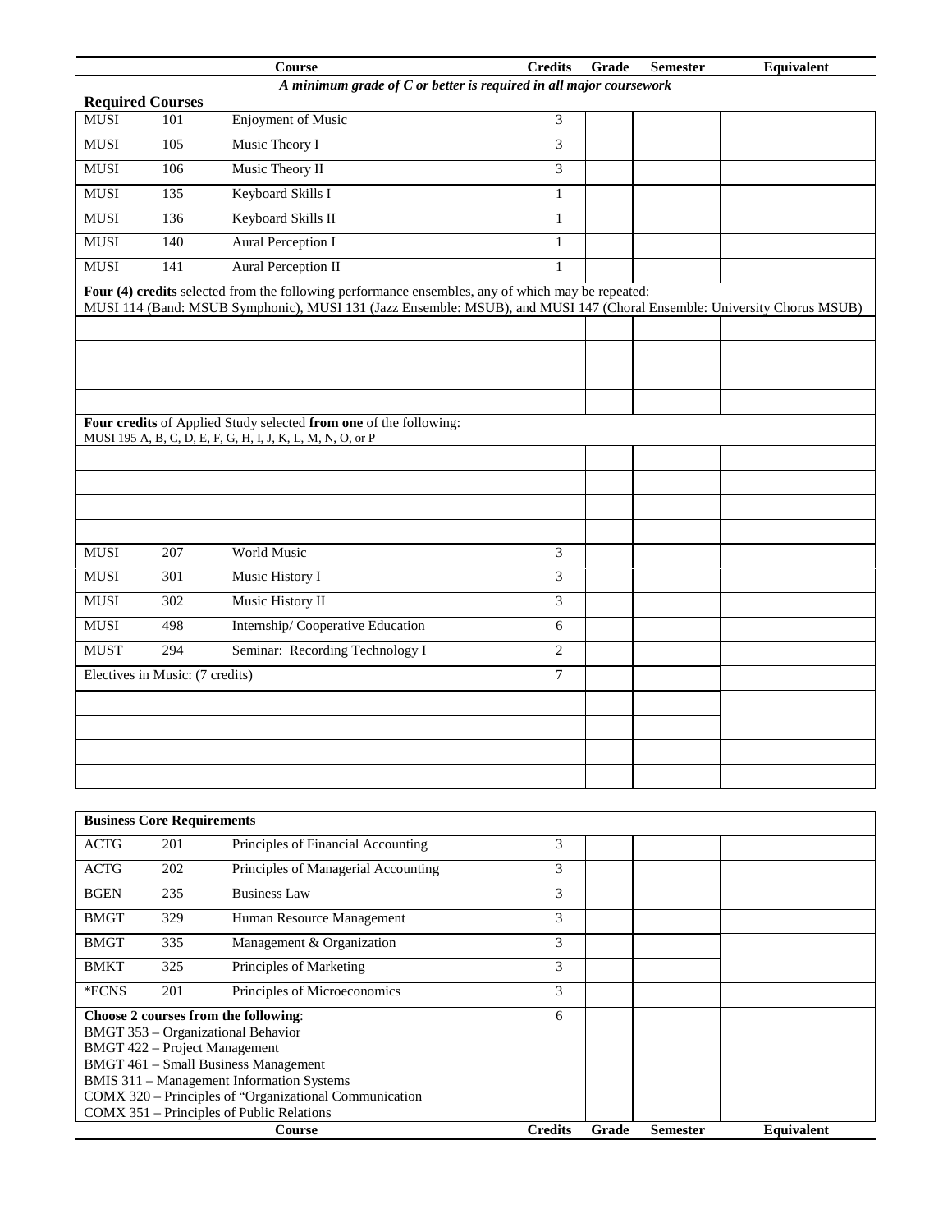| Course | | | Credits | Grade | Semester | Equivalent |
|---|---|---|---|---|---|---|
| ***A minimum grade of C or better is required in all major coursework*** | | | | | | |
| **Required Courses** | | | | | | |
| MUSI | 101 | Enjoyment of Music | 3 | | | |
| MUSI | 105 | Music Theory I | 3 | | | |
| MUSI | 106 | Music Theory II | 3 | | | |
| MUSI | 135 | Keyboard Skills I | 1 | | | |
| MUSI | 136 | Keyboard Skills II | 1 | | | |
| MUSI | 140 | Aural Perception I | 1 | | | |
| MUSI | 141 | Aural Perception II | 1 | | | |
| **Four (4) credits** selected from the following performance ensembles, any of which may be repeated: MUSI 114 (Band: MSUB Symphonic), MUSI 131 (Jazz Ensemble: MSUB), and MUSI 147 (Choral Ensemble: University Chorus MSUB) | | | | | | |
| | | | | | | |
| | | | | | | |
| | | | | | | |
| | | | | | | |
| **Four credits** of Applied Study selected **from one** of the following: MUSI 195 A, B, C, D, E, F, G, H, I, J, K, L, M, N, O, or P | | | | | | |
| | | | | | | |
| | | | | | | |
| | | | | | | |
| | | | | | | |
| MUSI | 207 | World Music | 3 | | | |
| MUSI | 301 | Music History I | 3 | | | |
| MUSI | 302 | Music History II | 3 | | | |
| MUSI | 498 | Internship/ Cooperative Education | 6 | | | |
| MUST | 294 | Seminar: Recording Technology I | 2 | | | |
| Electives in Music: (7 credits) | | | 7 | | | |
| | | | | | | |
| | | | | | | |
| | | | | | | |
| | | | | | | |

| **Business Core Requirements** | | | | | | |
|---|---|---|---|---|---|---|
| ACTG | 201 | Principles of Financial Accounting | 3 | | | |
| ACTG | 202 | Principles of Managerial Accounting | 3 | | | |
| BGEN | 235 | Business Law | 3 | | | |
| BMGT | 329 | Human Resource Management | 3 | | | |
| BMGT | 335 | Management & Organization | 3 | | | |
| BMKT | 325 | Principles of Marketing | 3 | | | |
| *ECNS | 201 | Principles of Microeconomics | 3 | | | |
| **Choose 2 courses from the following**:<br>BMGT 353 – Organizational Behavior<br>BMGT 422 – Project Management<br>BMGT 461 – Small Business Management<br>BMIS 311 – Management Information Systems<br>COMX 320 – Principles of "Organizational Communication<br>COMX 351 – Principles of Public Relations | | | 6 | | | |
| **Course** | | | **Credits** | **Grade** | **Semester** | **Equivalent** |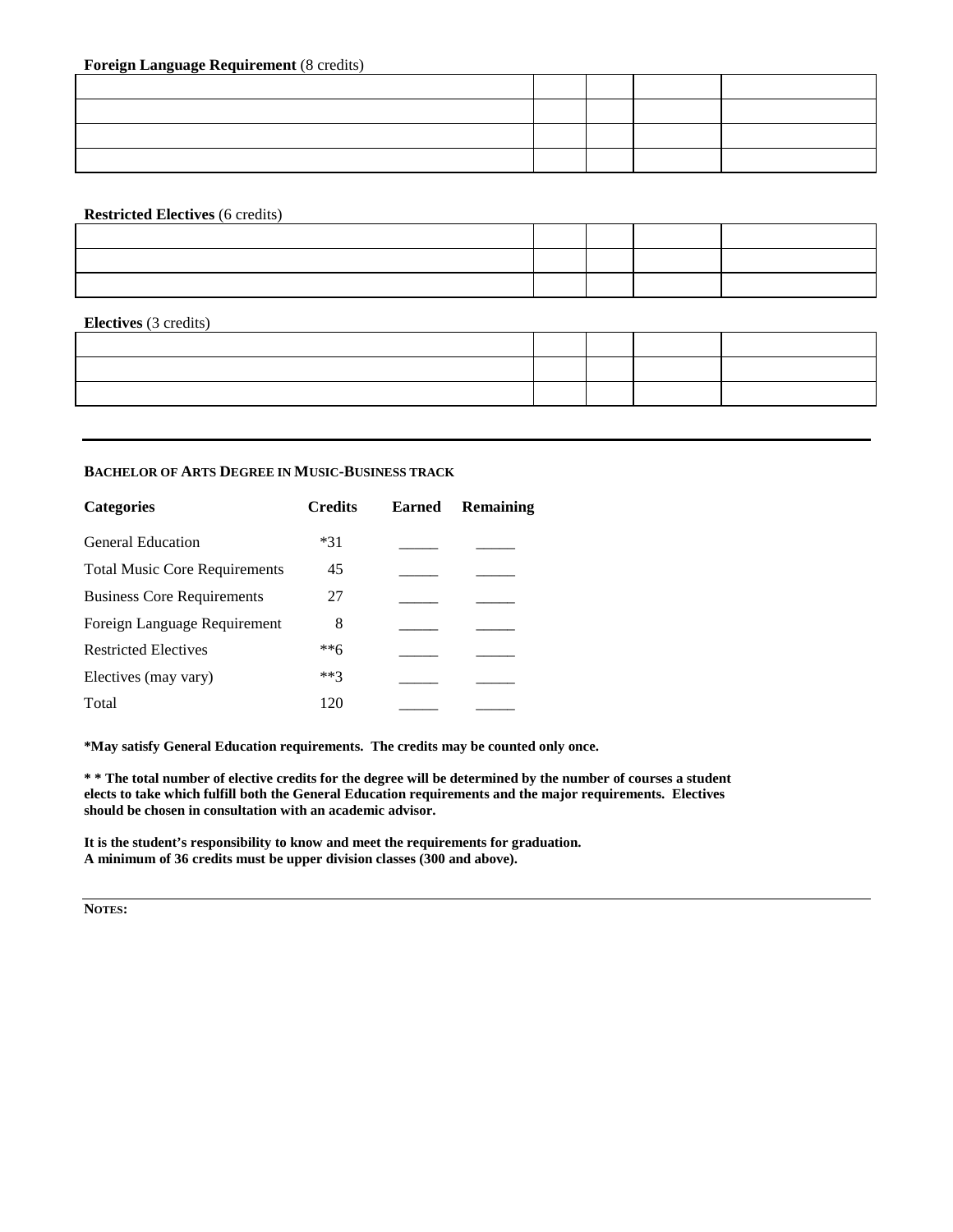**Foreign Language Requirement** (8 credits)

| | | | | |
|---|---|---|---|---|
| | | | | |
| | | | | |
| | | | | |
| | | | | |

**Restricted Electives** (6 credits)

| | | | | |
|---|---|---|---|---|
| | | | | |
| | | | | |
| | | | | |

**Electives** (3 credits)

| | | | | |
|---|---|---|---|---|
| | | | | |
| | | | | |
| | | | | |

---

**BACHELOR OF ARTS DEGREE IN MUSIC-BUSINESS TRACK**

| Categories | Credits | Earned | Remaining |
|---|---|---|---|
| General Education | *31 | _____ | _____ |
| Total Music Core Requirements | 45 | _____ | _____ |
| Business Core Requirements | 27 | _____ | _____ |
| Foreign Language Requirement | 8 | _____ | _____ |
| Restricted Electives | **6 | _____ | _____ |
| Electives (may vary) | **3 | _____ | _____ |
| Total | 120 | _____ | _____ |

**\*May satisfy General Education requirements. The credits may be counted only once.**

**\* \* The total number of elective credits for the degree will be determined by the number of courses a student elects to take which fulfill both the General Education requirements and the major requirements. Electives should be chosen in consultation with an academic advisor.**

**It is the student's responsibility to know and meet the requirements for graduation.**
**A minimum of 36 credits must be upper division classes (300 and above).**

---

**NOTES:**